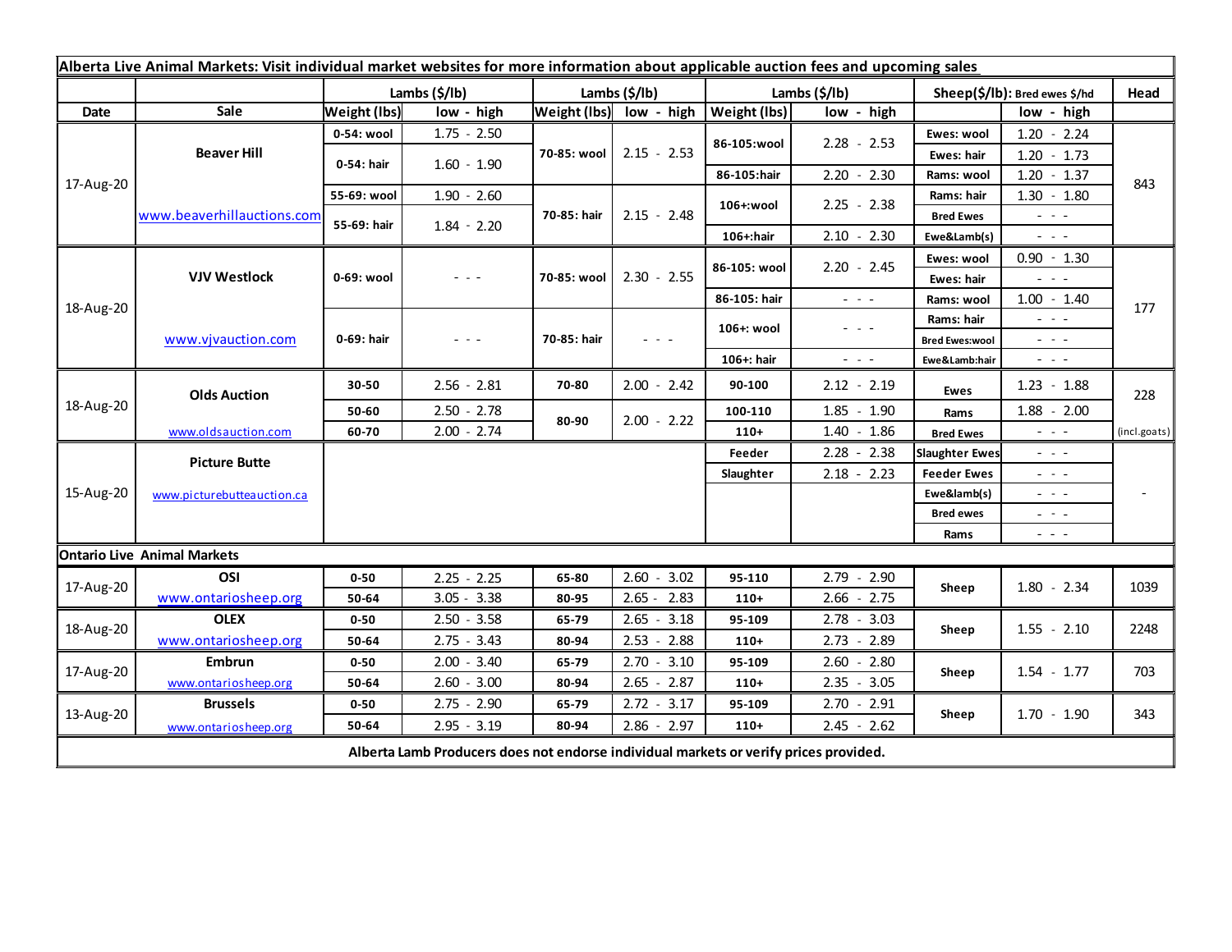**Alberta Live Animal Markets: Visit individual market websites for more information about applicable auction fees and upcoming sales**

| Date | Sale | Lambs ($/lb) Weight (lbs) | low - high | Lambs ($/lb) Weight (lbs) | low - high | Lambs ($/lb) Weight (lbs) | low - high | Sheep($/lb): Bred ewes $/hd | low - high | Head |
|---|---|---|---|---|---|---|---|---|---|---|
| 17-Aug-20 | Beaver Hill www.beaverhillauctions.com | 0-54: wool | 1.75 - 2.50 | 70-85: wool | 2.15 - 2.53 | 86-105:wool | 2.28 - 2.53 | Ewes: wool | 1.20 - 2.24 | 843 |
| | | 0-54: hair | 1.60 - 1.90 | | | | | Ewes: hair | 1.20 - 1.73 | |
| | | | | | | 86-105:hair | 2.20 - 2.30 | Rams: wool | 1.20 - 1.37 | |
| | | 55-69: wool | 1.90 - 2.60 | 70-85: hair | 2.15 - 2.48 | 106+:wool | 2.25 - 2.38 | Rams: hair | 1.30 - 1.80 | |
| | | 55-69: hair | 1.84 - 2.20 | | | | | Bred Ewes | - - - | |
| | | | | | | 106+:hair | 2.10 - 2.30 | Ewe&Lamb(s) | - - - | |
| 18-Aug-20 | VJV Westlock www.vjvauction.com | 0-69: wool | - - - | 70-85: wool | 2.30 - 2.55 | 86-105: wool | 2.20 - 2.45 | Ewes: wool | 0.90 - 1.30 | 177 |
| | | | | | | | | Ewes: hair | - - - | |
| | | | | | | 86-105: hair | - - - | Rams: wool | 1.00 - 1.40 | |
| | | 0-69: hair | - - - | 70-85: hair | - - - | 106+: wool | - - - | Rams: hair | - - - | |
| | | | | | | | | Bred Ewes:wool | - - - | |
| | | | | | | 106+: hair | - - - | Ewe&Lamb:hair | - - - | |
| 18-Aug-20 | Olds Auction www.oldsauction.com | 30-50 | 2.56 - 2.81 | 70-80 | 2.00 - 2.42 | 90-100 | 2.12 - 2.19 | Ewes | 1.23 - 1.88 | 228 (incl.goats) |
| | | 50-60 | 2.50 - 2.78 | 80-90 | 2.00 - 2.22 | 100-110 | 1.85 - 1.90 | Rams | 1.88 - 2.00 | |
| | | 60-70 | 2.00 - 2.74 | | | 110+ | 1.40 - 1.86 | Bred Ewes | - - - | |
| 15-Aug-20 | Picture Butte www.picturebutteauction.ca | | | | | Feeder | 2.28 - 2.38 | Slaughter Ewes | - - - | - |
| | | | | | | Slaughter | 2.18 - 2.23 | Feeder Ewes | - - - | |
| | | | | | | | | Ewe&lamb(s) | - - - | |
| | | | | | | | | Bred ewes | - - - | |
| | | | | | | | | Rams | - - - | |
| **Ontario Live Animal Markets** | | | | | | | | | | |
| 17-Aug-20 | OSI www.ontariosheep.org | 0-50 | 2.25 - 2.25 | 65-80 | 2.60 - 3.02 | 95-110 | 2.79 - 2.90 | Sheep | 1.80 - 2.34 | 1039 |
| | | 50-64 | 3.05 - 3.38 | 80-95 | 2.65 - 2.83 | 110+ | 2.66 - 2.75 | | | |
| 18-Aug-20 | OLEX www.ontariosheep.org | 0-50 | 2.50 - 3.58 | 65-79 | 2.65 - 3.18 | 95-109 | 2.78 - 3.03 | Sheep | 1.55 - 2.10 | 2248 |
| | | 50-64 | 2.75 - 3.43 | 80-94 | 2.53 - 2.88 | 110+ | 2.73 - 2.89 | | | |
| 17-Aug-20 | Embrun www.ontariosheep.org | 0-50 | 2.00 - 3.40 | 65-79 | 2.70 - 3.10 | 95-109 | 2.60 - 2.80 | Sheep | 1.54 - 1.77 | 703 |
| | | 50-64 | 2.60 - 3.00 | 80-94 | 2.65 - 2.87 | 110+ | 2.35 - 3.05 | | | |
| 13-Aug-20 | Brussels www.ontariosheep.org | 0-50 | 2.75 - 2.90 | 65-79 | 2.72 - 3.17 | 95-109 | 2.70 - 2.91 | Sheep | 1.70 - 1.90 | 343 |
| | | 50-64 | 2.95 - 3.19 | 80-94 | 2.86 - 2.97 | 110+ | 2.45 - 2.62 | | | |

**Alberta Lamb Producers does not endorse individual markets or verify prices provided.**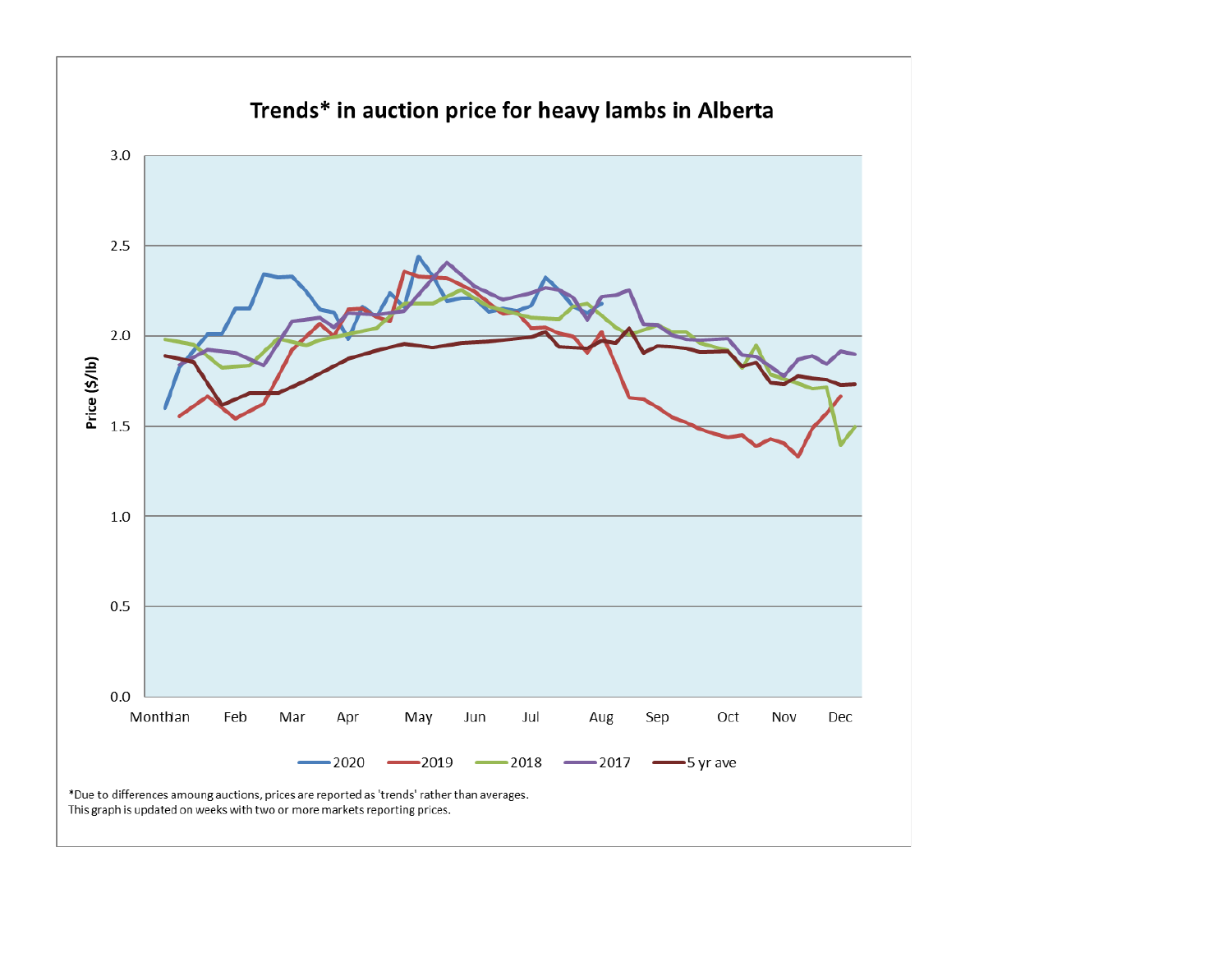## Trends* in auction price for heavy lambs in Alberta

Price ($/lb)

3.0
2.5
2.0
1.5
1.0
0.5
0.0

Month Jan Feb Mar Apr May Jun Jul Aug Sep Oct Nov Dec

2020 2019 2018 2017 5 yr ave

*Due to differences amoung auctions, prices are reported as 'trends' rather than averages.
This graph is updated on weeks with two or more markets reporting prices.